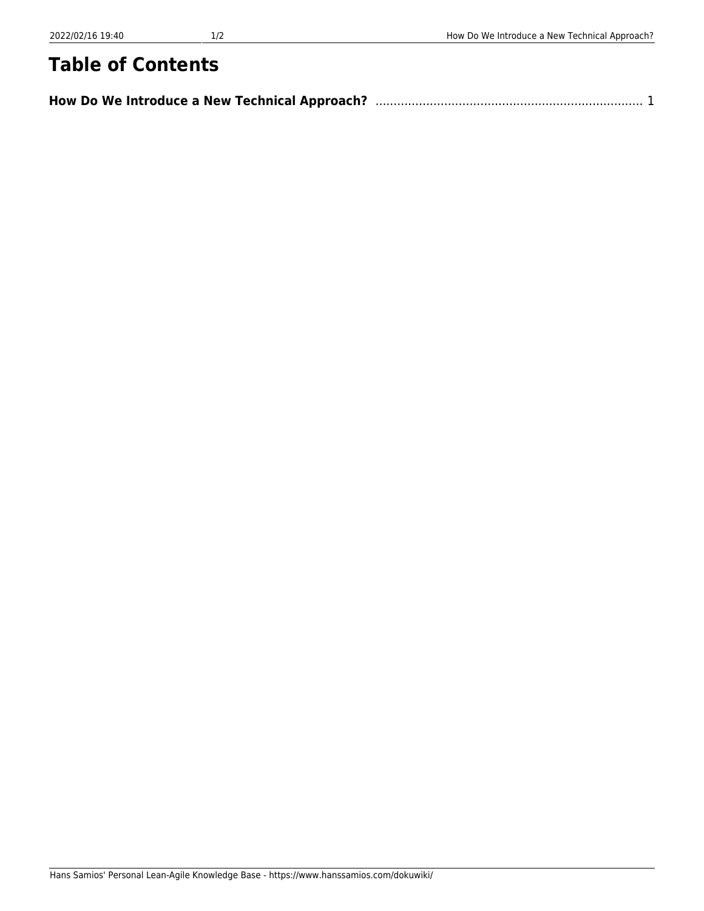# Table of Contents

**How Do We Introduce a New Technical Approach?** ........................................................................ 1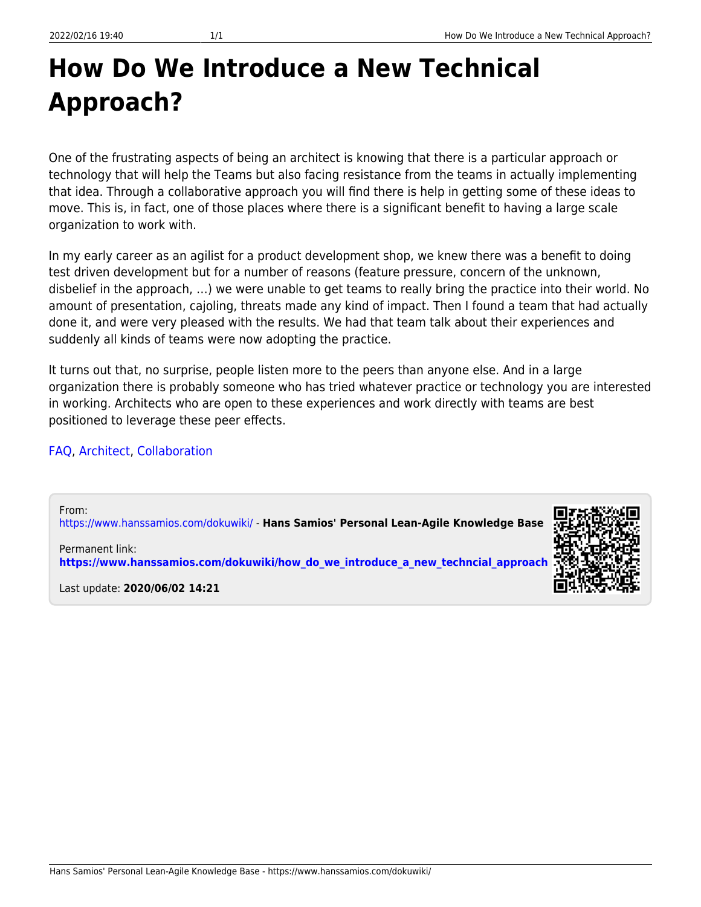# How Do We Introduce a New Technical Approach?

One of the frustrating aspects of being an architect is knowing that there is a particular approach or technology that will help the Teams but also facing resistance from the teams in actually implementing that idea. Through a collaborative approach you will find there is help in getting some of these ideas to move. This is, in fact, one of those places where there is a significant benefit to having a large scale organization to work with.

In my early career as an agilist for a product development shop, we knew there was a benefit to doing test driven development but for a number of reasons (feature pressure, concern of the unknown, disbelief in the approach, …) we were unable to get teams to really bring the practice into their world. No amount of presentation, cajoling, threats made any kind of impact. Then I found a team that had actually done it, and were very pleased with the results. We had that team talk about their experiences and suddenly all kinds of teams were now adopting the practice.

It turns out that, no surprise, people listen more to the peers than anyone else. And in a large organization there is probably someone who has tried whatever practice or technology you are interested in working. Architects who are open to these experiences and work directly with teams are best positioned to leverage these peer effects.

FAQ, Architect, Collaboration

From:
https://www.hanssamios.com/dokuwiki/ - **Hans Samios' Personal Lean-Agile Knowledge Base**

Permanent link:
**https://www.hanssamios.com/dokuwiki/how_do_we_introduce_a_new_techncial_approach**

Last update: **2020/06/02 14:21**